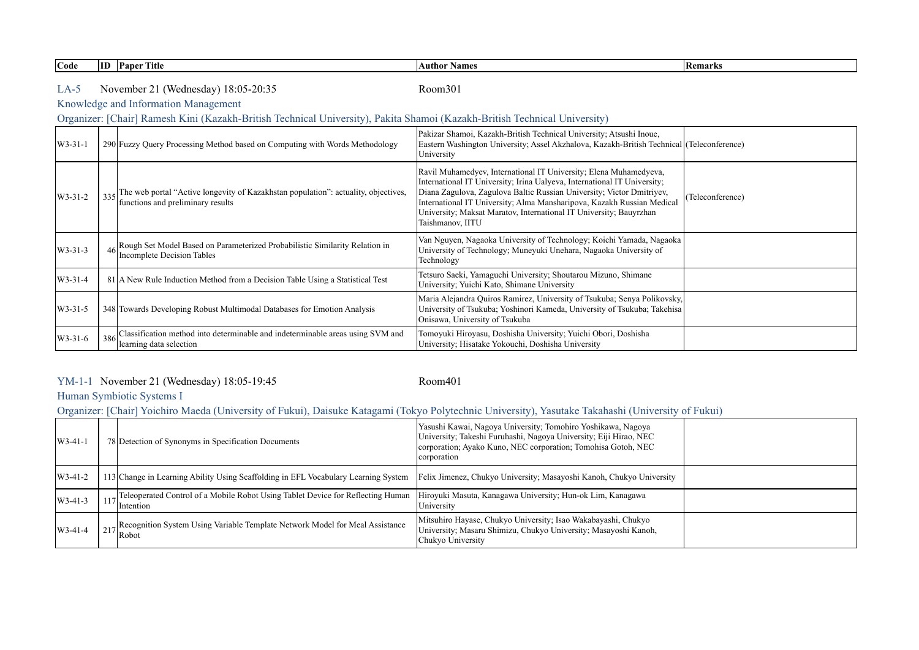| Code | ID | Paper Title | Author Names | Remarks |
|---|---|---|---|---|

LA-5 November 21 (Wednesday) 18:05-20:35 Room301

Knowledge and Information Management

Organizer: [Chair] Ramesh Kini (Kazakh-British Technical University), Pakita Shamoi (Kazakh-British Technical University)

| Code | ID | Paper Title | Author Names | Remarks |
|---|---|---|---|---|
| W3-31-1 | 290 | Fuzzy Query Processing Method based on Computing with Words Methodology | Pakizar Shamoi, Kazakh-British Technical University; Atsushi Inoue, Eastern Washington University; Assel Akzhalova, Kazakh-British Technical University | (Teleconference) |
| W3-31-2 | 335 | The web portal “Active longevity of Kazakhstan population”: actuality, objectives, functions and preliminary results | Ravil Muhamedyev, International IT University; Elena Muhamedyeva, International IT University; Irina Ualyeva, International IT University; Diana Zagulova, Zagulova Baltic Russian University; Victor Dmitriyev, International IT University; Alma Mansharipova, Kazakh Russian Medical University; Maksat Maratov, International IT University; Bauyrzhan Taishmanov, IITU | (Teleconference) |
| W3-31-3 | 46 | Rough Set Model Based on Parameterized Probabilistic Similarity Relation in Incomplete Decision Tables | Van Nguyen, Nagaoka University of Technology; Koichi Yamada, Nagaoka University of Technology; Muneyuki Unehara, Nagaoka University of Technology | |
| W3-31-4 | 81 | A New Rule Induction Method from a Decision Table Using a Statistical Test | Tetsuro Saeki, Yamaguchi University; Shoutarou Mizuno, Shimane University; Yuichi Kato, Shimane University | |
| W3-31-5 | 348 | Towards Developing Robust Multimodal Databases for Emotion Analysis | Maria Alejandra Quiros Ramirez, University of Tsukuba; Senya Polikovsky, University of Tsukuba; Yoshinori Kameda, University of Tsukuba; Takehisa Onisawa, University of Tsukuba | |
| W3-31-6 | 386 | Classification method into determinable and indeterminable areas using SVM and learning data selection | Tomoyuki Hiroyasu, Doshisha University; Yuichi Obori, Doshisha University; Hisatake Yokouchi, Doshisha University | |

YM-1-1 November 21 (Wednesday) 18:05-19:45 Room401

Human Symbiotic Systems I

Organizer: [Chair] Yoichiro Maeda (University of Fukui), Daisuke Katagami (Tokyo Polytechnic University), Yasutake Takahashi (University of Fukui)

| Code | ID | Paper Title | Author Names | Remarks |
|---|---|---|---|---|
| W3-41-1 | 78 | Detection of Synonyms in Specification Documents | Yasushi Kawai, Nagoya University; Tomohiro Yoshikawa, Nagoya University; Takeshi Furuhashi, Nagoya University; Eiji Hirao, NEC corporation; Ayako Kuno, NEC corporation; Tomohisa Gotoh, NEC corporation | |
| W3-41-2 | 113 | Change in Learning Ability Using Scaffolding in EFL Vocabulary Learning System | Felix Jimenez, Chukyo University; Masayoshi Kanoh, Chukyo University | |
| W3-41-3 | 117 | Teleoperated Control of a Mobile Robot Using Tablet Device for Reflecting Human Intention | Hiroyuki Masuta, Kanagawa University; Hun-ok Lim, Kanagawa University | |
| W3-41-4 | 217 | Recognition System Using Variable Template Network Model for Meal Assistance Robot | Mitsuhiro Hayase, Chukyo University; Isao Wakabayashi, Chukyo University; Masaru Shimizu, Chukyo University; Masayoshi Kanoh, Chukyo University | |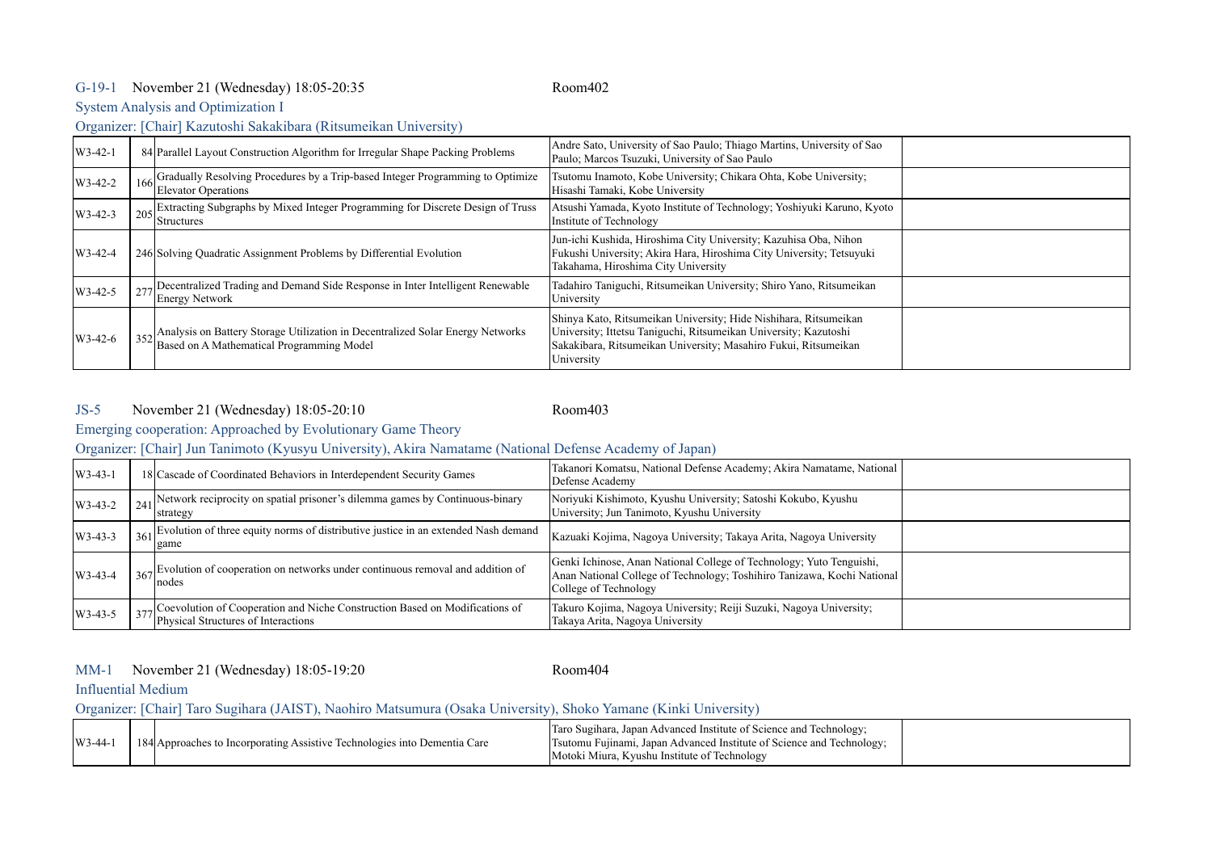## G-19-1 November 21 (Wednesday) 18:05-20:35 Room402

### System Analysis and Optimization I

Organizer: [Chair] Kazutoshi Sakakibara (Ritsumeikan University)

| | | | | |
|---|---|---|---|---|
| W3-42-1 | 84 | Parallel Layout Construction Algorithm for Irregular Shape Packing Problems | Andre Sato, University of Sao Paulo; Thiago Martins, University of Sao Paulo; Marcos Tsuzuki, University of Sao Paulo | |
| W3-42-2 | 166 | Gradually Resolving Procedures by a Trip-based Integer Programming to Optimize Elevator Operations | Tsutomu Inamoto, Kobe University; Chikara Ohta, Kobe University; Hisashi Tamaki, Kobe University | |
| W3-42-3 | 205 | Extracting Subgraphs by Mixed Integer Programming for Discrete Design of Truss Structures | Atsushi Yamada, Kyoto Institute of Technology; Yoshiyuki Karuno, Kyoto Institute of Technology | |
| W3-42-4 | 246 | Solving Quadratic Assignment Problems by Differential Evolution | Jun-ichi Kushida, Hiroshima City University; Kazuhisa Oba, Nihon Fukushi University; Akira Hara, Hiroshima City University; Tetsuyuki Takahama, Hiroshima City University | |
| W3-42-5 | 277 | Decentralized Trading and Demand Side Response in Inter Intelligent Renewable Energy Network | Tadahiro Taniguchi, Ritsumeikan University; Shiro Yano, Ritsumeikan University | |
| W3-42-6 | 352 | Analysis on Battery Storage Utilization in Decentralized Solar Energy Networks Based on A Mathematical Programming Model | Shinya Kato, Ritsumeikan University; Hide Nishihara, Ritsumeikan University; Ittetsu Taniguchi, Ritsumeikan University; Kazutoshi Sakakibara, Ritsumeikan University; Masahiro Fukui, Ritsumeikan University | |

## JS-5 November 21 (Wednesday) 18:05-20:10 Room403

### Emerging cooperation: Approached by Evolutionary Game Theory

Organizer: [Chair] Jun Tanimoto (Kyusyu University), Akira Namatame (National Defense Academy of Japan)

| | | | | |
|---|---|---|---|---|
| W3-43-1 | 18 | Cascade of Coordinated Behaviors in Interdependent Security Games | Takanori Komatsu, National Defense Academy; Akira Namatame, National Defense Academy | |
| W3-43-2 | 241 | Network reciprocity on spatial prisoner's dilemma games by Continuous-binary strategy | Noriyuki Kishimoto, Kyushu University; Satoshi Kokubo, Kyushu University; Jun Tanimoto, Kyushu University | |
| W3-43-3 | 361 | Evolution of three equity norms of distributive justice in an extended Nash demand game | Kazuaki Kojima, Nagoya University; Takaya Arita, Nagoya University | |
| W3-43-4 | 367 | Evolution of cooperation on networks under continuous removal and addition of nodes | Genki Ichinose, Anan National College of Technology; Yuto Tenguishi, Anan National College of Technology; Toshihiro Tanizawa, Kochi National College of Technology | |
| W3-43-5 | 377 | Coevolution of Cooperation and Niche Construction Based on Modifications of Physical Structures of Interactions | Takuro Kojima, Nagoya University; Reiji Suzuki, Nagoya University; Takaya Arita, Nagoya University | |

## MM-1 November 21 (Wednesday) 18:05-19:20 Room404

### Influential Medium

Organizer: [Chair] Taro Sugihara (JAIST), Naohiro Matsumura (Osaka University), Shoko Yamane (Kinki University)

| | | | | |
|---|---|---|---|---|
| W3-44-1 | 184 | Approaches to Incorporating Assistive Technologies into Dementia Care | Taro Sugihara, Japan Advanced Institute of Science and Technology; Tsutomu Fujinami, Japan Advanced Institute of Science and Technology; Motoki Miura, Kyushu Institute of Technology | |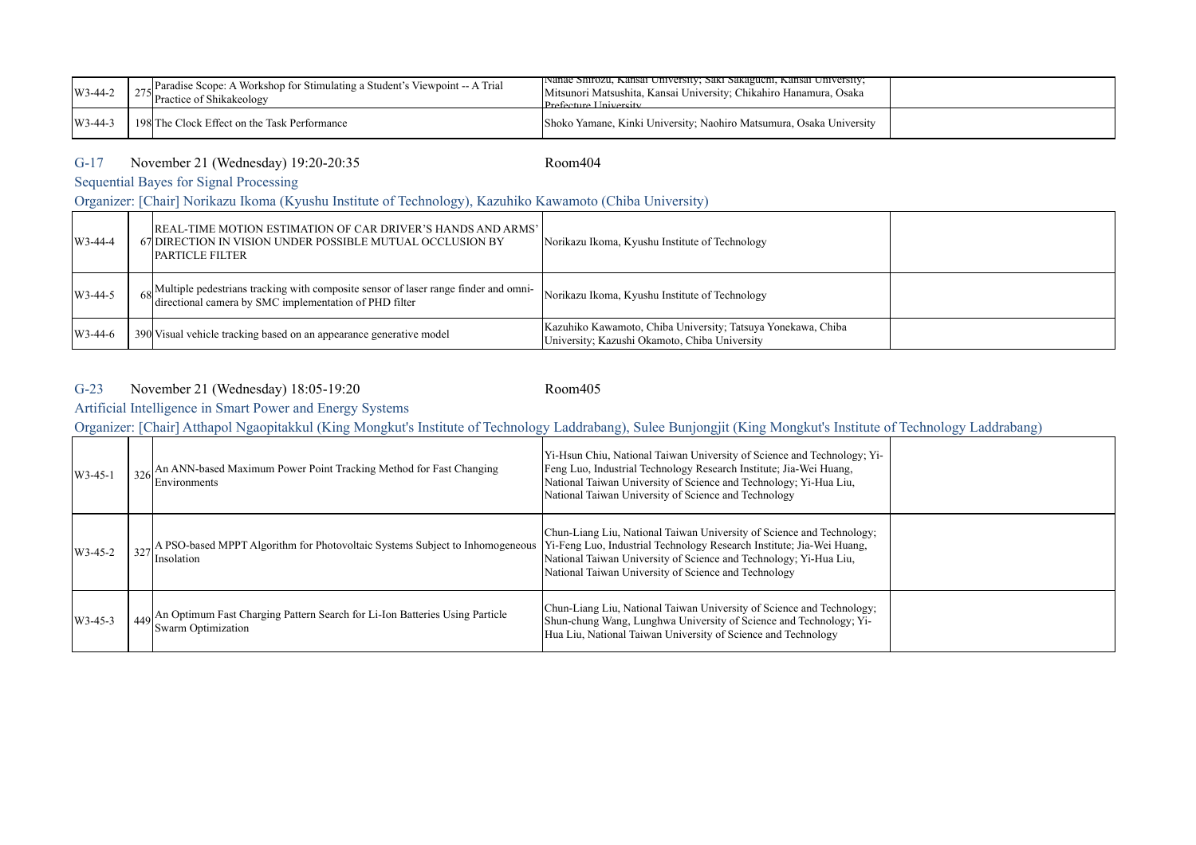| | | | | |
|---|---|---|---|---|
| W3-44-2 | 275 | Paradise Scope: A Workshop for Stimulating a Student's Viewpoint -- A Trial Practice of Shikakeology | Nanae Shirozu, Kansai University; Saki Sakaguchi, Kansai University; Mitsunori Matsushita, Kansai University; Chikahiro Hanamura, Osaka Prefecture University | |
| W3-44-3 | 198 | The Clock Effect on the Task Performance | Shoko Yamane, Kinki University; Naohiro Matsumura, Osaka University | |

## G-17 November 21 (Wednesday) 19:20-20:35 Room404

### Sequential Bayes for Signal Processing

Organizer: [Chair] Norikazu Ikoma (Kyushu Institute of Technology), Kazuhiko Kawamoto (Chiba University)

| | | | | |
|---|---|---|---|---|
| W3-44-4 | 67 | REAL-TIME MOTION ESTIMATION OF CAR DRIVER'S HANDS AND ARMS' DIRECTION IN VISION UNDER POSSIBLE MUTUAL OCCLUSION BY PARTICLE FILTER | Norikazu Ikoma, Kyushu Institute of Technology | |
| W3-44-5 | 68 | Multiple pedestrians tracking with composite sensor of laser range finder and omni-directional camera by SMC implementation of PHD filter | Norikazu Ikoma, Kyushu Institute of Technology | |
| W3-44-6 | 390 | Visual vehicle tracking based on an appearance generative model | Kazuhiko Kawamoto, Chiba University; Tatsuya Yonekawa, Chiba University; Kazushi Okamoto, Chiba University | |

## G-23 November 21 (Wednesday) 18:05-19:20 Room405

### Artificial Intelligence in Smart Power and Energy Systems

Organizer: [Chair] Atthapol Ngaopitakkul (King Mongkut's Institute of Technology Laddrabang), Sulee Bunjongjit (King Mongkut's Institute of Technology Laddrabang)

| | | | | |
|---|---|---|---|---|
| W3-45-1 | 326 | An ANN-based Maximum Power Point Tracking Method for Fast Changing Environments | Yi-Hsun Chiu, National Taiwan University of Science and Technology; Yi-Feng Luo, Industrial Technology Research Institute; Jia-Wei Huang, National Taiwan University of Science and Technology; Yi-Hua Liu, National Taiwan University of Science and Technology | |
| W3-45-2 | 327 | A PSO-based MPPT Algorithm for Photovoltaic Systems Subject to Inhomogeneous Insolation | Chun-Liang Liu, National Taiwan University of Science and Technology; Yi-Feng Luo, Industrial Technology Research Institute; Jia-Wei Huang, National Taiwan University of Science and Technology; Yi-Hua Liu, National Taiwan University of Science and Technology | |
| W3-45-3 | 449 | An Optimum Fast Charging Pattern Search for Li-Ion Batteries Using Particle Swarm Optimization | Chun-Liang Liu, National Taiwan University of Science and Technology; Shun-chung Wang, Lunghwa University of Science and Technology; Yi-Hua Liu, National Taiwan University of Science and Technology | |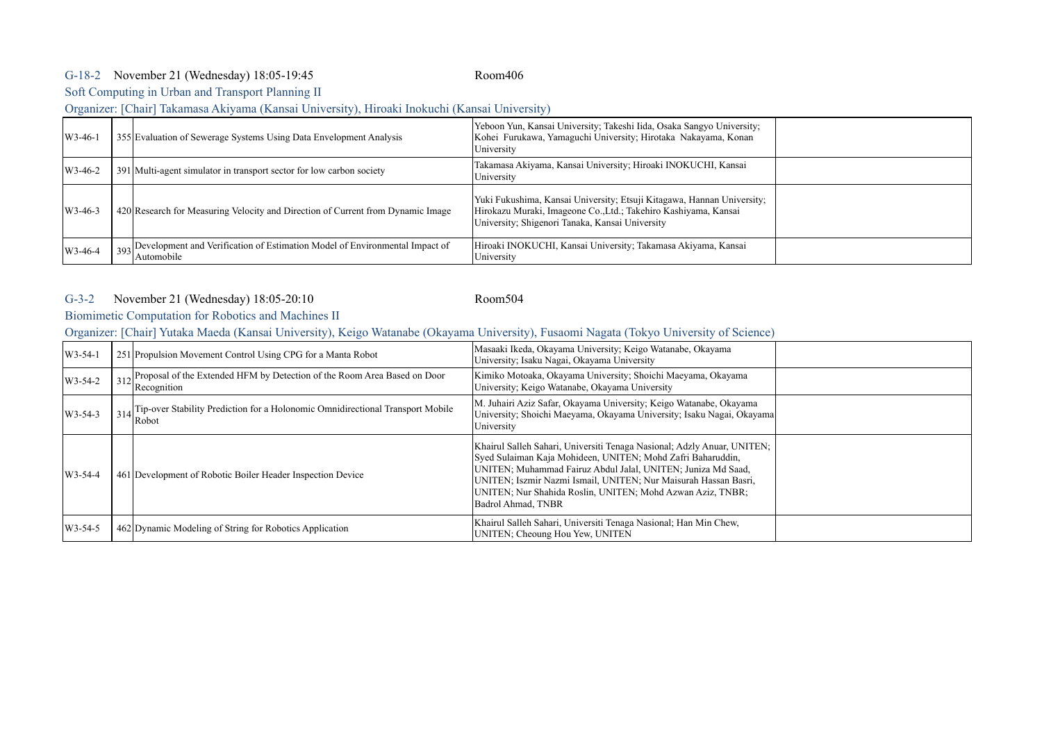G-18-2 November 21 (Wednesday) 18:05-19:45 Room406

Soft Computing in Urban and Transport Planning II

Organizer: [Chair] Takamasa Akiyama (Kansai University), Hiroaki Inokuchi (Kansai University)

| | | | | |
|---|---|---|---|---|
| W3-46-1 | 355 | Evaluation of Sewerage Systems Using Data Envelopment Analysis | Yeboon Yun, Kansai University; Takeshi Iida, Osaka Sangyo University; Kohei Furukawa, Yamaguchi University; Hirotaka Nakayama, Konan University | |
| W3-46-2 | 391 | Multi-agent simulator in transport sector for low carbon society | Takamasa Akiyama, Kansai University; Hiroaki INOKUCHI, Kansai University | |
| W3-46-3 | 420 | Research for Measuring Velocity and Direction of Current from Dynamic Image | Yuki Fukushima, Kansai University; Etsuji Kitagawa, Hannan University; Hirokazu Muraki, Imageone Co.,Ltd.; Takehiro Kashiyama, Kansai University; Shigenori Tanaka, Kansai University | |
| W3-46-4 | 393 | Development and Verification of Estimation Model of Environmental Impact of Automobile | Hiroaki INOKUCHI, Kansai University; Takamasa Akiyama, Kansai University | |

G-3-2 November 21 (Wednesday) 18:05-20:10 Room504

Biomimetic Computation for Robotics and Machines II

Organizer: [Chair] Yutaka Maeda (Kansai University), Keigo Watanabe (Okayama University), Fusaomi Nagata (Tokyo University of Science)

| | | | | |
|---|---|---|---|---|
| W3-54-1 | 251 | Propulsion Movement Control Using CPG for a Manta Robot | Masaaki Ikeda, Okayama University; Keigo Watanabe, Okayama University; Isaku Nagai, Okayama University | |
| W3-54-2 | 312 | Proposal of the Extended HFM by Detection of the Room Area Based on Door Recognition | Kimiko Motoaka, Okayama University; Shoichi Maeyama, Okayama University; Keigo Watanabe, Okayama University | |
| W3-54-3 | 314 | Tip-over Stability Prediction for a Holonomic Omnidirectional Transport Mobile Robot | M. Juhairi Aziz Safar, Okayama University; Keigo Watanabe, Okayama University; Shoichi Maeyama, Okayama University; Isaku Nagai, Okayama University | |
| W3-54-4 | 461 | Development of Robotic Boiler Header Inspection Device | Khairul Salleh Sahari, Universiti Tenaga Nasional; Adzly Anuar, UNITEN; Syed Sulaiman Kaja Mohideen, UNITEN; Mohd Zafri Baharuddin, UNITEN; Muhammad Fairuz Abdul Jalal, UNITEN; Juniza Md Saad, UNITEN; Iszmir Nazmi Ismail, UNITEN; Nur Maisurah Hassan Basri, UNITEN; Nur Shahida Roslin, UNITEN; Mohd Azwan Aziz, TNBR; Badrol Ahmad, TNBR | |
| W3-54-5 | 462 | Dynamic Modeling of String for Robotics Application | Khairul Salleh Sahari, Universiti Tenaga Nasional; Han Min Chew, UNITEN; Cheoung Hou Yew, UNITEN | |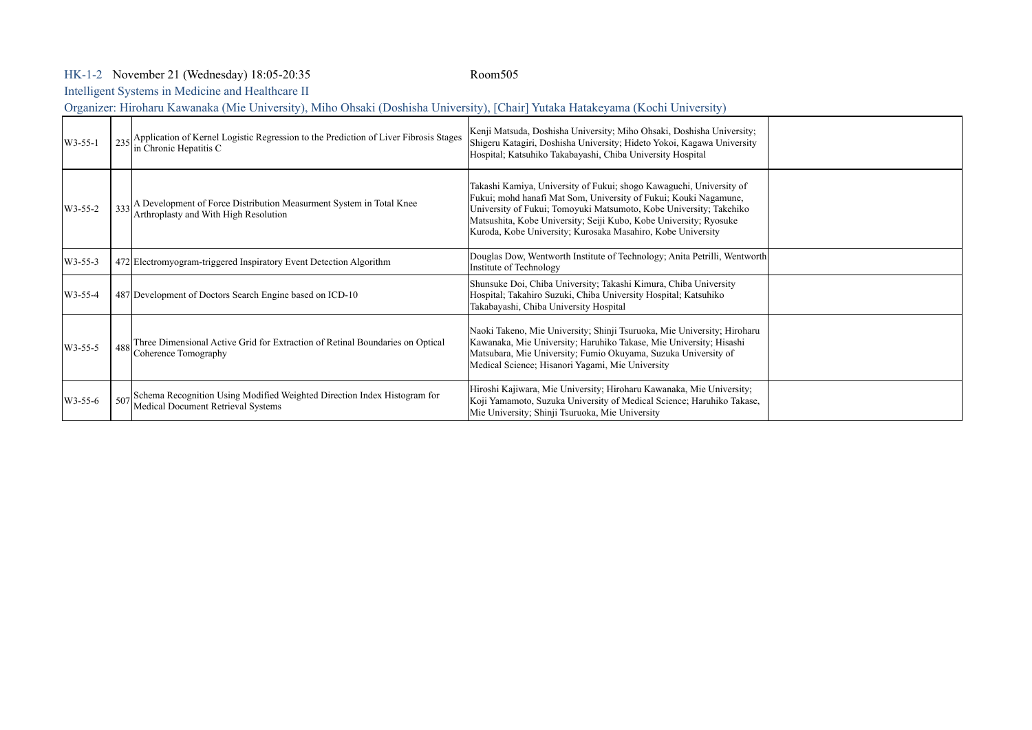HK-1-2 November 21 (Wednesday) 18:05-20:35 Room505

Intelligent Systems in Medicine and Healthcare II

Organizer: Hiroharu Kawanaka (Mie University), Miho Ohsaki (Doshisha University), [Chair] Yutaka Hatakeyama (Kochi University)

| | | | | |
|---|---|---|---|---|
| W3-55-1 | 235 | Application of Kernel Logistic Regression to the Prediction of Liver Fibrosis Stages in Chronic Hepatitis C | Kenji Matsuda, Doshisha University; Miho Ohsaki, Doshisha University; Shigeru Katagiri, Doshisha University; Hideto Yokoi, Kagawa University Hospital; Katsuhiko Takabayashi, Chiba University Hospital | |
| W3-55-2 | 333 | A Development of Force Distribution Measurment System in Total Knee Arthroplasty and With High Resolution | Takashi Kamiya, University of Fukui; shogo Kawaguchi, University of Fukui; mohd hanafi Mat Som, University of Fukui; Kouki Nagamune, University of Fukui; Tomoyuki Matsumoto, Kobe University; Takehiko Matsushita, Kobe University; Seiji Kubo, Kobe University; Ryosuke Kuroda, Kobe University; Kurosaka Masahiro, Kobe University | |
| W3-55-3 | 472 | Electromyogram-triggered Inspiratory Event Detection Algorithm | Douglas Dow, Wentworth Institute of Technology; Anita Petrilli, Wentworth Institute of Technology | |
| W3-55-4 | 487 | Development of Doctors Search Engine based on ICD-10 | Shunsuke Doi, Chiba University; Takashi Kimura, Chiba University Hospital; Takahiro Suzuki, Chiba University Hospital; Katsuhiko Takabayashi, Chiba University Hospital | |
| W3-55-5 | 488 | Three Dimensional Active Grid for Extraction of Retinal Boundaries on Optical Coherence Tomography | Naoki Takeno, Mie University; Shinji Tsuruoka, Mie University; Hiroharu Kawanaka, Mie University; Haruhiko Takase, Mie University; Hisashi Matsubara, Mie University; Fumio Okuyama, Suzuka University of Medical Science; Hisanori Yagami, Mie University | |
| W3-55-6 | 507 | Schema Recognition Using Modified Weighted Direction Index Histogram for Medical Document Retrieval Systems | Hiroshi Kajiwara, Mie University; Hiroharu Kawanaka, Mie University; Koji Yamamoto, Suzuka University of Medical Science; Haruhiko Takase, Mie University; Shinji Tsuruoka, Mie University | |